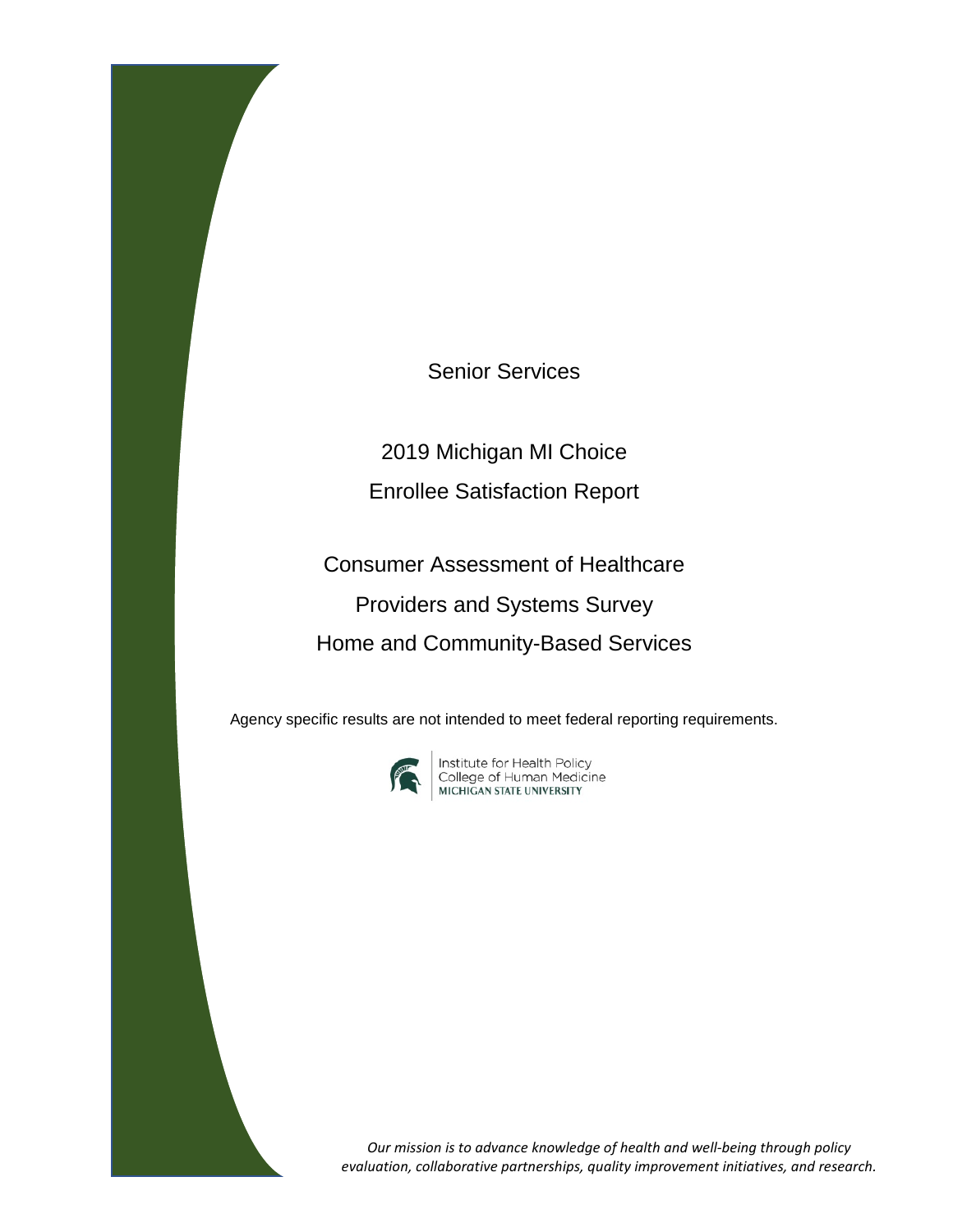# Senior Services

## 2019 Michigan MI Choice Enrollee Satisfaction Report

## Consumer Assessment of Healthcare Providers and Systems Survey Home and Community-Based Services

Agency specific results are not intended to meet federal reporting requirements.

Institute for Health Policy
College of Human Medicine
MICHIGAN STATE UNIVERSITY

*Our mission is to advance knowledge of health and well-being through policy evaluation, collaborative partnerships, quality improvement initiatives, and research.*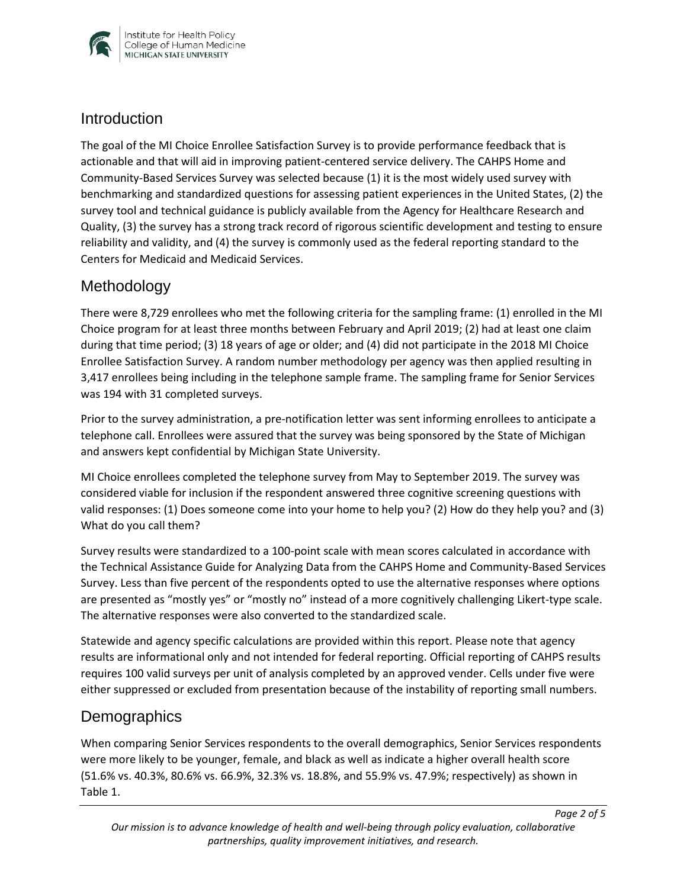## Introduction

The goal of the MI Choice Enrollee Satisfaction Survey is to provide performance feedback that is actionable and that will aid in improving patient-centered service delivery. The CAHPS Home and Community-Based Services Survey was selected because (1) it is the most widely used survey with benchmarking and standardized questions for assessing patient experiences in the United States, (2) the survey tool and technical guidance is publicly available from the Agency for Healthcare Research and Quality, (3) the survey has a strong track record of rigorous scientific development and testing to ensure reliability and validity, and (4) the survey is commonly used as the federal reporting standard to the Centers for Medicaid and Medicaid Services.

## Methodology

There were 8,729 enrollees who met the following criteria for the sampling frame: (1) enrolled in the MI Choice program for at least three months between February and April 2019; (2) had at least one claim during that time period; (3) 18 years of age or older; and (4) did not participate in the 2018 MI Choice Enrollee Satisfaction Survey. A random number methodology per agency was then applied resulting in 3,417 enrollees being including in the telephone sample frame. The sampling frame for Senior Services was 194 with 31 completed surveys.

Prior to the survey administration, a pre-notification letter was sent informing enrollees to anticipate a telephone call. Enrollees were assured that the survey was being sponsored by the State of Michigan and answers kept confidential by Michigan State University.

MI Choice enrollees completed the telephone survey from May to September 2019. The survey was considered viable for inclusion if the respondent answered three cognitive screening questions with valid responses: (1) Does someone come into your home to help you? (2) How do they help you? and (3) What do you call them?

Survey results were standardized to a 100-point scale with mean scores calculated in accordance with the Technical Assistance Guide for Analyzing Data from the CAHPS Home and Community-Based Services Survey. Less than five percent of the respondents opted to use the alternative responses where options are presented as "mostly yes" or "mostly no" instead of a more cognitively challenging Likert-type scale. The alternative responses were also converted to the standardized scale.

Statewide and agency specific calculations are provided within this report. Please note that agency results are informational only and not intended for federal reporting. Official reporting of CAHPS results requires 100 valid surveys per unit of analysis completed by an approved vender. Cells under five were either suppressed or excluded from presentation because of the instability of reporting small numbers.

## Demographics

When comparing Senior Services respondents to the overall demographics, Senior Services respondents were more likely to be younger, female, and black as well as indicate a higher overall health score (51.6% vs. 40.3%, 80.6% vs. 66.9%, 32.3% vs. 18.8%, and 55.9% vs. 47.9%; respectively) as shown in Table 1.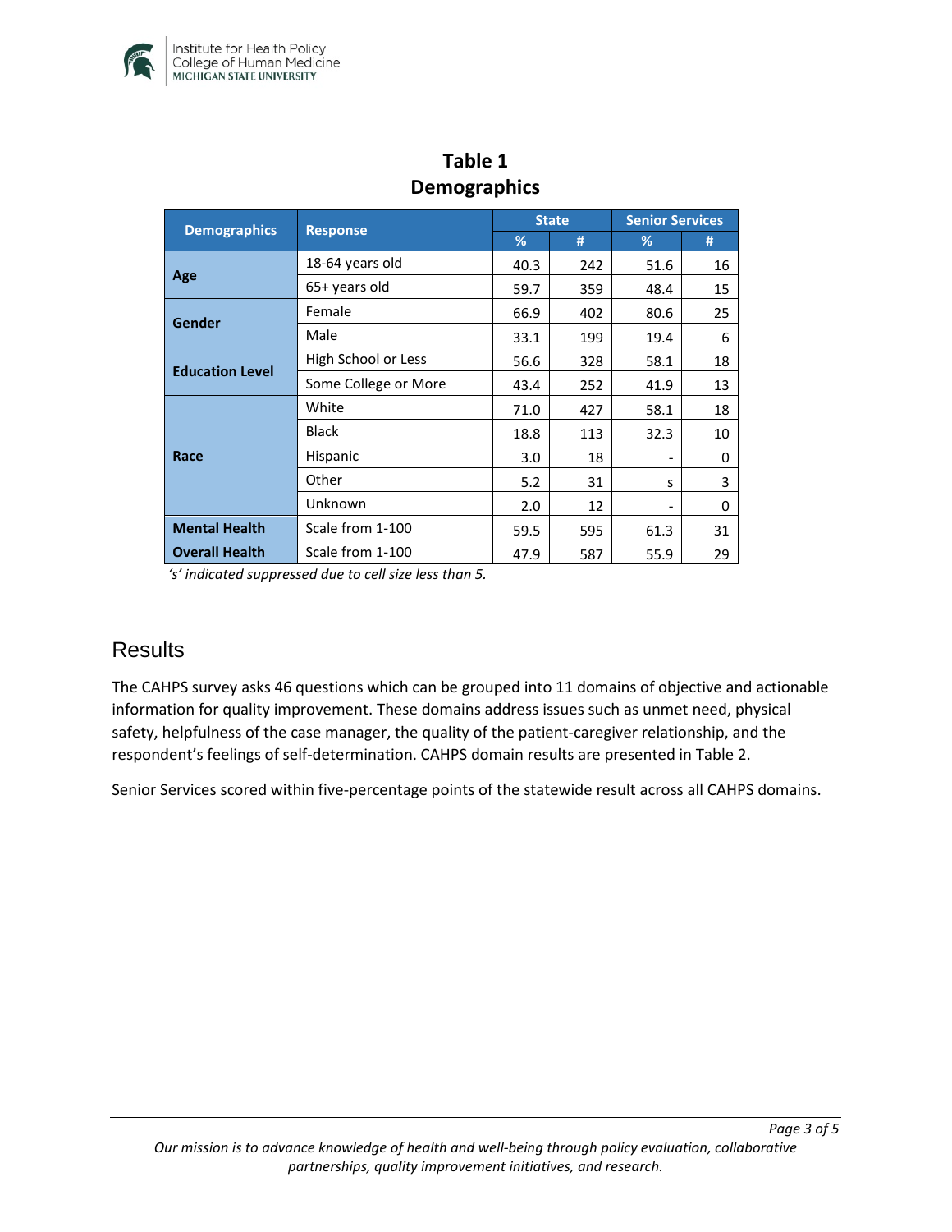## Table 1
## Demographics

| Demographics | Response | State | | Senior Services | |
|---|---|---|---|---|---|
| | | % | # | % | # |
| Age | 18-64 years old | 40.3 | 242 | 51.6 | 16 |
| | 65+ years old | 59.7 | 359 | 48.4 | 15 |
| Gender | Female | 66.9 | 402 | 80.6 | 25 |
| | Male | 33.1 | 199 | 19.4 | 6 |
| Education Level | High School or Less | 56.6 | 328 | 58.1 | 18 |
| | Some College or More | 43.4 | 252 | 41.9 | 13 |
| Race | White | 71.0 | 427 | 58.1 | 18 |
| | Black | 18.8 | 113 | 32.3 | 10 |
| | Hispanic | 3.0 | 18 | - | 0 |
| | Other | 5.2 | 31 | s | 3 |
| | Unknown | 2.0 | 12 | - | 0 |
| Mental Health | Scale from 1-100 | 59.5 | 595 | 61.3 | 31 |
| Overall Health | Scale from 1-100 | 47.9 | 587 | 55.9 | 29 |

*'s' indicated suppressed due to cell size less than 5.*

# Results

The CAHPS survey asks 46 questions which can be grouped into 11 domains of objective and actionable information for quality improvement. These domains address issues such as unmet need, physical safety, helpfulness of the case manager, the quality of the patient-caregiver relationship, and the respondent's feelings of self-determination. CAHPS domain results are presented in Table 2.

Senior Services scored within five-percentage points of the statewide result across all CAHPS domains.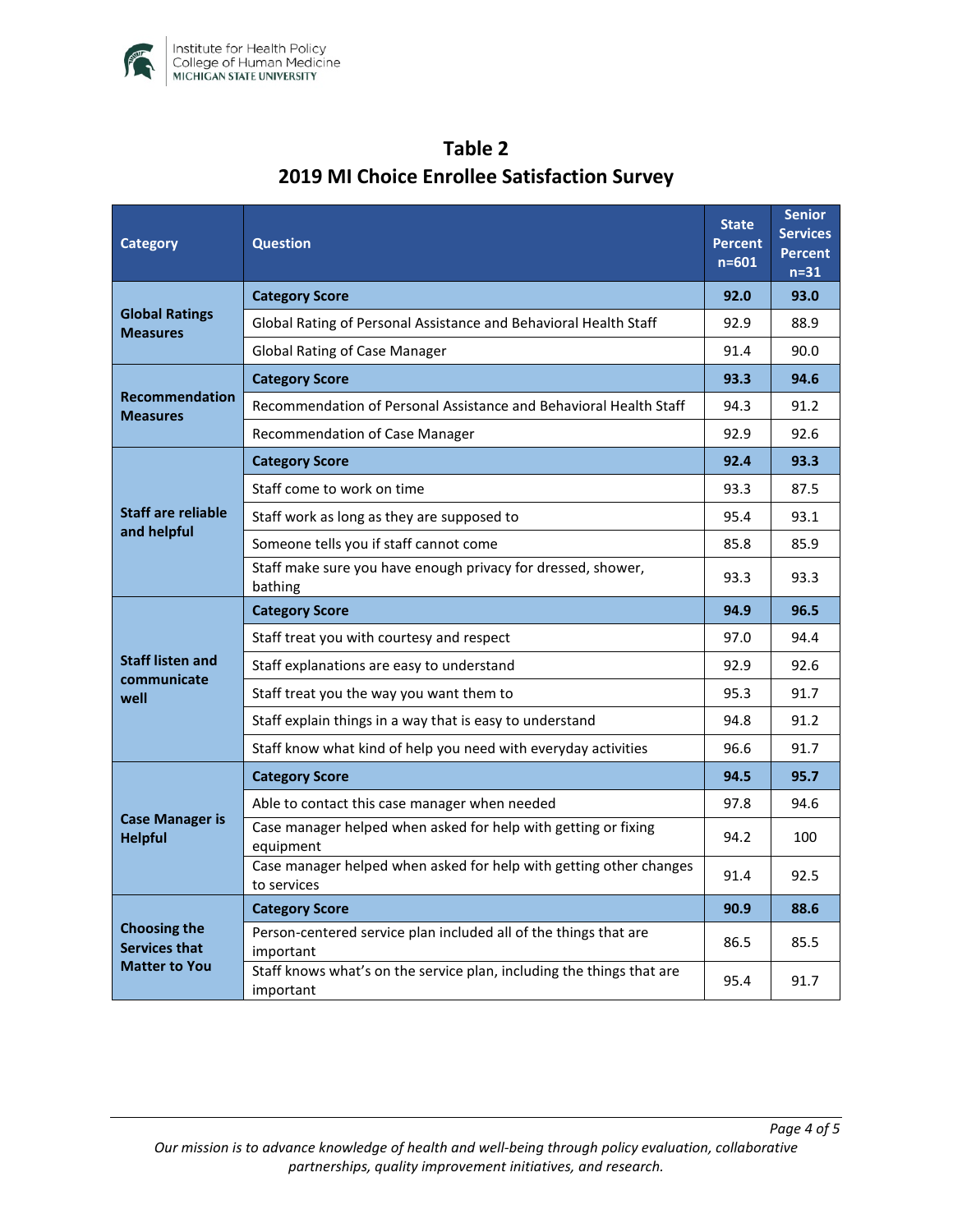## Table 2
## 2019 MI Choice Enrollee Satisfaction Survey

| Category | Question | State Percent n=601 | Senior Services Percent n=31 |
|---|---|---|---|
| Global Ratings Measures | **Category Score** | **92.0** | **93.0** |
| | Global Rating of Personal Assistance and Behavioral Health Staff | 92.9 | 88.9 |
| | Global Rating of Case Manager | 91.4 | 90.0 |
| Recommendation Measures | **Category Score** | **93.3** | **94.6** |
| | Recommendation of Personal Assistance and Behavioral Health Staff | 94.3 | 91.2 |
| | Recommendation of Case Manager | 92.9 | 92.6 |
| Staff are reliable and helpful | **Category Score** | **92.4** | **93.3** |
| | Staff come to work on time | 93.3 | 87.5 |
| | Staff work as long as they are supposed to | 95.4 | 93.1 |
| | Someone tells you if staff cannot come | 85.8 | 85.9 |
| | Staff make sure you have enough privacy for dressed, shower, bathing | 93.3 | 93.3 |
| Staff listen and communicate well | **Category Score** | **94.9** | **96.5** |
| | Staff treat you with courtesy and respect | 97.0 | 94.4 |
| | Staff explanations are easy to understand | 92.9 | 92.6 |
| | Staff treat you the way you want them to | 95.3 | 91.7 |
| | Staff explain things in a way that is easy to understand | 94.8 | 91.2 |
| | Staff know what kind of help you need with everyday activities | 96.6 | 91.7 |
| Case Manager is Helpful | **Category Score** | **94.5** | **95.7** |
| | Able to contact this case manager when needed | 97.8 | 94.6 |
| | Case manager helped when asked for help with getting or fixing equipment | 94.2 | 100 |
| | Case manager helped when asked for help with getting other changes to services | 91.4 | 92.5 |
| Choosing the Services that Matter to You | **Category Score** | **90.9** | **88.6** |
| | Person-centered service plan included all of the things that are important | 86.5 | 85.5 |
| | Staff knows what's on the service plan, including the things that are important | 95.4 | 91.7 |

*Our mission is to advance knowledge of health and well-being through policy evaluation, collaborative partnerships, quality improvement initiatives, and research.*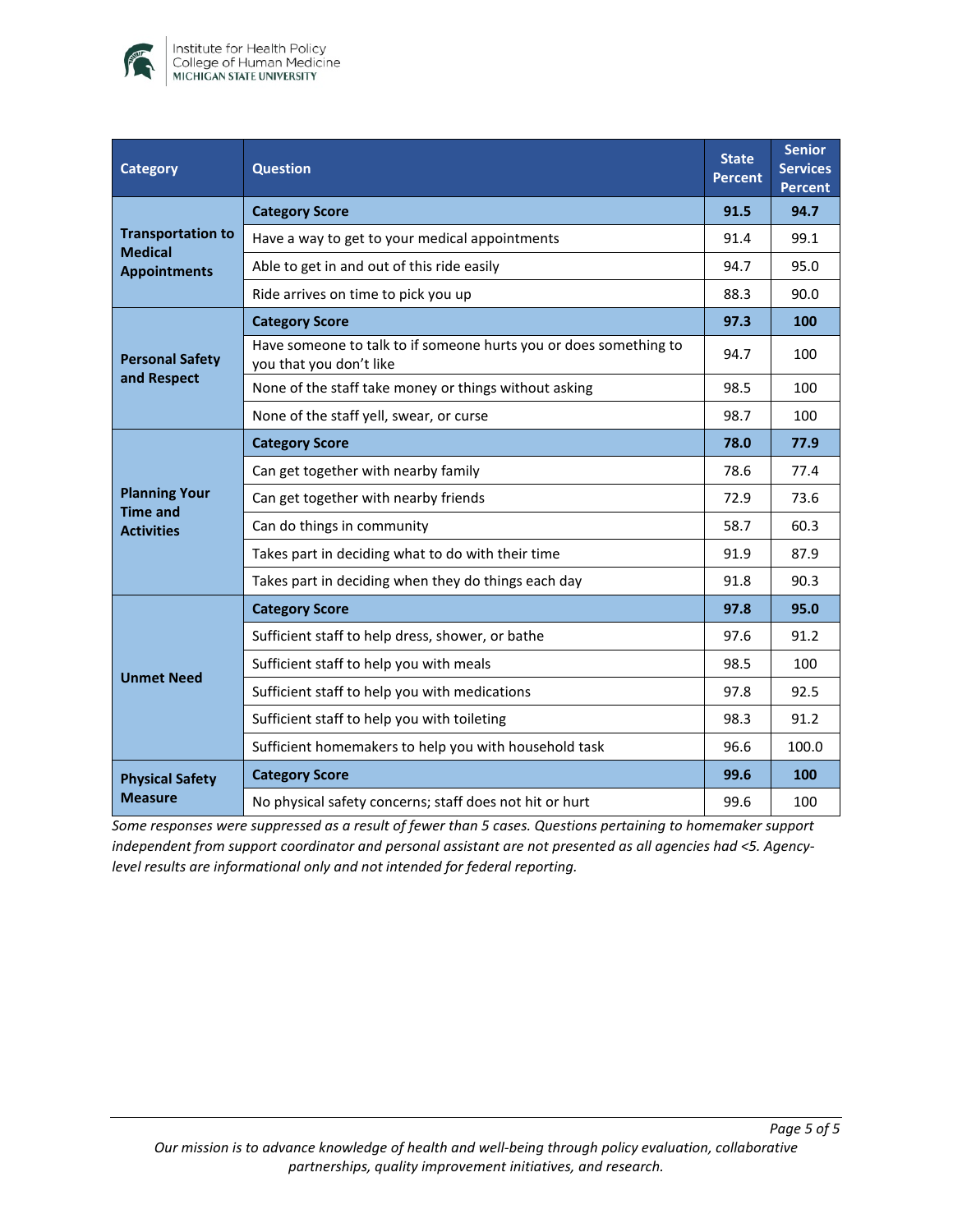| Category | Question | State Percent | Senior Services Percent |
|---|---|---|---|
| Transportation to Medical Appointments | **Category Score** | **91.5** | **94.7** |
| | Have a way to get to your medical appointments | 91.4 | 99.1 |
| | Able to get in and out of this ride easily | 94.7 | 95.0 |
| | Ride arrives on time to pick you up | 88.3 | 90.0 |
| Personal Safety and Respect | **Category Score** | **97.3** | **100** |
| | Have someone to talk to if someone hurts you or does something to you that you don't like | 94.7 | 100 |
| | None of the staff take money or things without asking | 98.5 | 100 |
| | None of the staff yell, swear, or curse | 98.7 | 100 |
| Planning Your Time and Activities | **Category Score** | **78.0** | **77.9** |
| | Can get together with nearby family | 78.6 | 77.4 |
| | Can get together with nearby friends | 72.9 | 73.6 |
| | Can do things in community | 58.7 | 60.3 |
| | Takes part in deciding what to do with their time | 91.9 | 87.9 |
| | Takes part in deciding when they do things each day | 91.8 | 90.3 |
| Unmet Need | **Category Score** | **97.8** | **95.0** |
| | Sufficient staff to help dress, shower, or bathe | 97.6 | 91.2 |
| | Sufficient staff to help you with meals | 98.5 | 100 |
| | Sufficient staff to help you with medications | 97.8 | 92.5 |
| | Sufficient staff to help you with toileting | 98.3 | 91.2 |
| | Sufficient homemakers to help you with household task | 96.6 | 100.0 |
| Physical Safety Measure | **Category Score** | **99.6** | **100** |
| | No physical safety concerns; staff does not hit or hurt | 99.6 | 100 |

*Some responses were suppressed as a result of fewer than 5 cases. Questions pertaining to homemaker support independent from support coordinator and personal assistant are not presented as all agencies had <5. Agency-level results are informational only and not intended for federal reporting.*